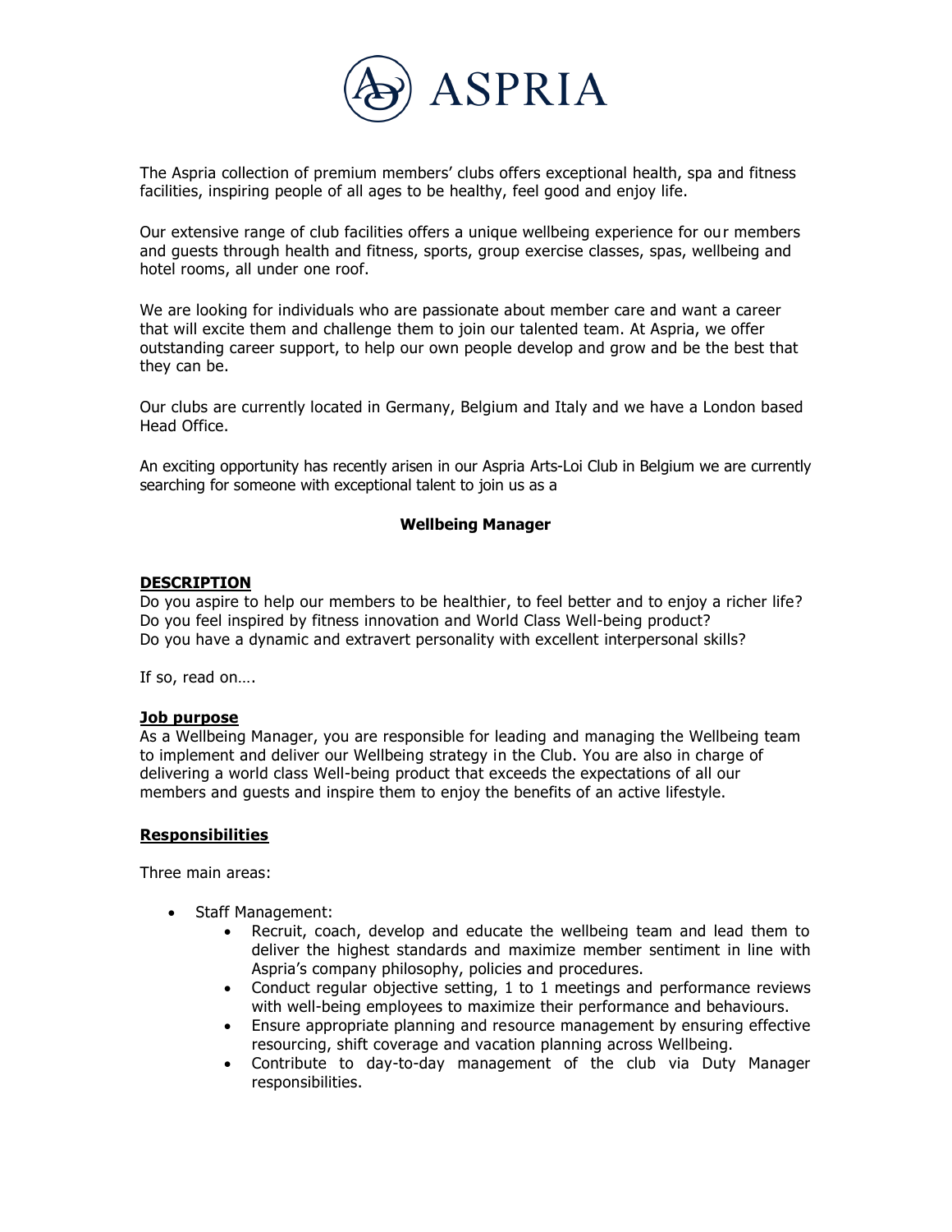# ASPRIA

The Aspria collection of premium members' clubs offers exceptional health, spa and fitness facilities, inspiring people of all ages to be healthy, feel good and enjoy life.

Our extensive range of club facilities offers a unique wellbeing experience for our members and guests through health and fitness, sports, group exercise classes, spas, wellbeing and hotel rooms, all under one roof.

We are looking for individuals who are passionate about member care and want a career that will excite them and challenge them to join our talented team. At Aspria, we offer outstanding career support, to help our own people develop and grow and be the best that they can be.

Our clubs are currently located in Germany, Belgium and Italy and we have a London based Head Office.

An exciting opportunity has recently arisen in our Aspria Arts-Loi Club in Belgium we are currently searching for someone with exceptional talent to join us as a

**Wellbeing Manager**

## DESCRIPTION

Do you aspire to help our members to be healthier, to feel better and to enjoy a richer life?
Do you feel inspired by fitness innovation and World Class Well-being product?
Do you have a dynamic and extravert personality with excellent interpersonal skills?

If so, read on….

### Job purpose

As a Wellbeing Manager, you are responsible for leading and managing the Wellbeing team to implement and deliver our Wellbeing strategy in the Club. You are also in charge of delivering a world class Well-being product that exceeds the expectations of all our members and guests and inspire them to enjoy the benefits of an active lifestyle.

### Responsibilities

Three main areas:

- Staff Management:
  - Recruit, coach, develop and educate the wellbeing team and lead them to deliver the highest standards and maximize member sentiment in line with Aspria's company philosophy, policies and procedures.
  - Conduct regular objective setting, 1 to 1 meetings and performance reviews with well-being employees to maximize their performance and behaviours.
  - Ensure appropriate planning and resource management by ensuring effective resourcing, shift coverage and vacation planning across Wellbeing.
  - Contribute to day-to-day management of the club via Duty Manager responsibilities.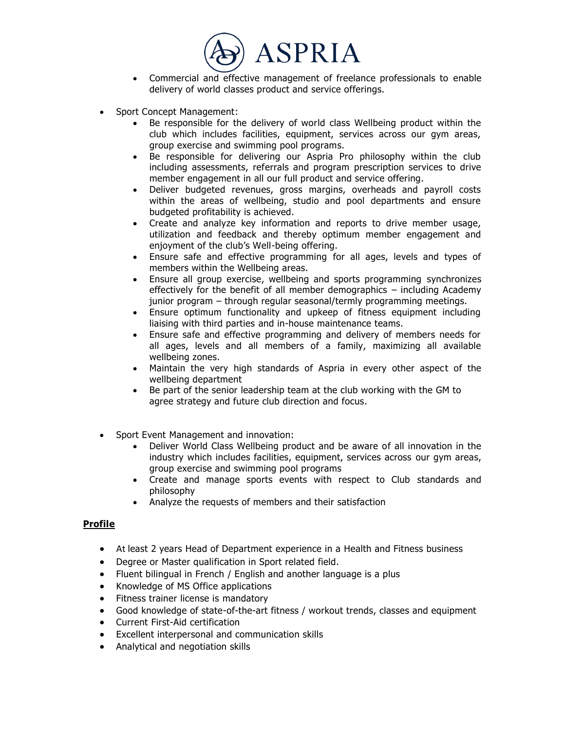- Commercial and effective management of freelance professionals to enable delivery of world classes product and service offerings.

- Sport Concept Management:
  - Be responsible for the delivery of world class Wellbeing product within the club which includes facilities, equipment, services across our gym areas, group exercise and swimming pool programs.
  - Be responsible for delivering our Aspria Pro philosophy within the club including assessments, referrals and program prescription services to drive member engagement in all our full product and service offering.
  - Deliver budgeted revenues, gross margins, overheads and payroll costs within the areas of wellbeing, studio and pool departments and ensure budgeted profitability is achieved.
  - Create and analyze key information and reports to drive member usage, utilization and feedback and thereby optimum member engagement and enjoyment of the club's Well-being offering.
  - Ensure safe and effective programming for all ages, levels and types of members within the Wellbeing areas.
  - Ensure all group exercise, wellbeing and sports programming synchronizes effectively for the benefit of all member demographics – including Academy junior program – through regular seasonal/termly programming meetings.
  - Ensure optimum functionality and upkeep of fitness equipment including liaising with third parties and in-house maintenance teams.
  - Ensure safe and effective programming and delivery of members needs for all ages, levels and all members of a family, maximizing all available wellbeing zones.
  - Maintain the very high standards of Aspria in every other aspect of the wellbeing department
  - Be part of the senior leadership team at the club working with the GM to agree strategy and future club direction and focus.

- Sport Event Management and innovation:
  - Deliver World Class Wellbeing product and be aware of all innovation in the industry which includes facilities, equipment, services across our gym areas, group exercise and swimming pool programs
  - Create and manage sports events with respect to Club standards and philosophy
  - Analyze the requests of members and their satisfaction

**Profile**

- At least 2 years Head of Department experience in a Health and Fitness business
- Degree or Master qualification in Sport related field.
- Fluent bilingual in French / English and another language is a plus
- Knowledge of MS Office applications
- Fitness trainer license is mandatory
- Good knowledge of state-of-the-art fitness / workout trends, classes and equipment
- Current First-Aid certification
- Excellent interpersonal and communication skills
- Analytical and negotiation skills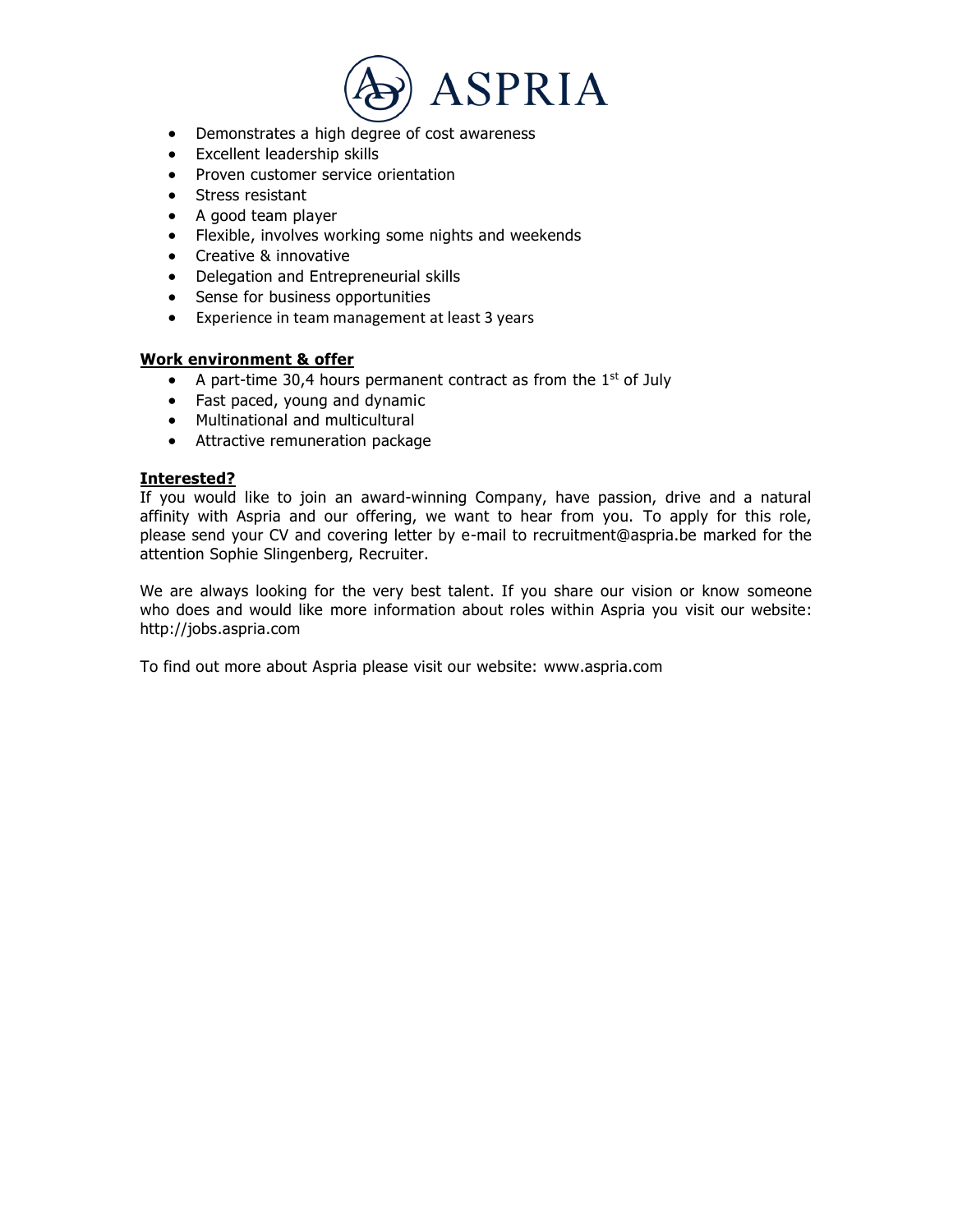- Demonstrates a high degree of cost awareness
- Excellent leadership skills
- Proven customer service orientation
- Stress resistant
- A good team player
- Flexible, involves working some nights and weekends
- Creative & innovative
- Delegation and Entrepreneurial skills
- Sense for business opportunities
- Experience in team management at least 3 years

**Work environment & offer**

- A part-time 30,4 hours permanent contract as from the 1st of July
- Fast paced, young and dynamic
- Multinational and multicultural
- Attractive remuneration package

**Interested?**

If you would like to join an award-winning Company, have passion, drive and a natural affinity with Aspria and our offering, we want to hear from you. To apply for this role, please send your CV and covering letter by e-mail to recruitment@aspria.be marked for the attention Sophie Slingenberg, Recruiter.

We are always looking for the very best talent. If you share our vision or know someone who does and would like more information about roles within Aspria you visit our website: http://jobs.aspria.com

To find out more about Aspria please visit our website: www.aspria.com